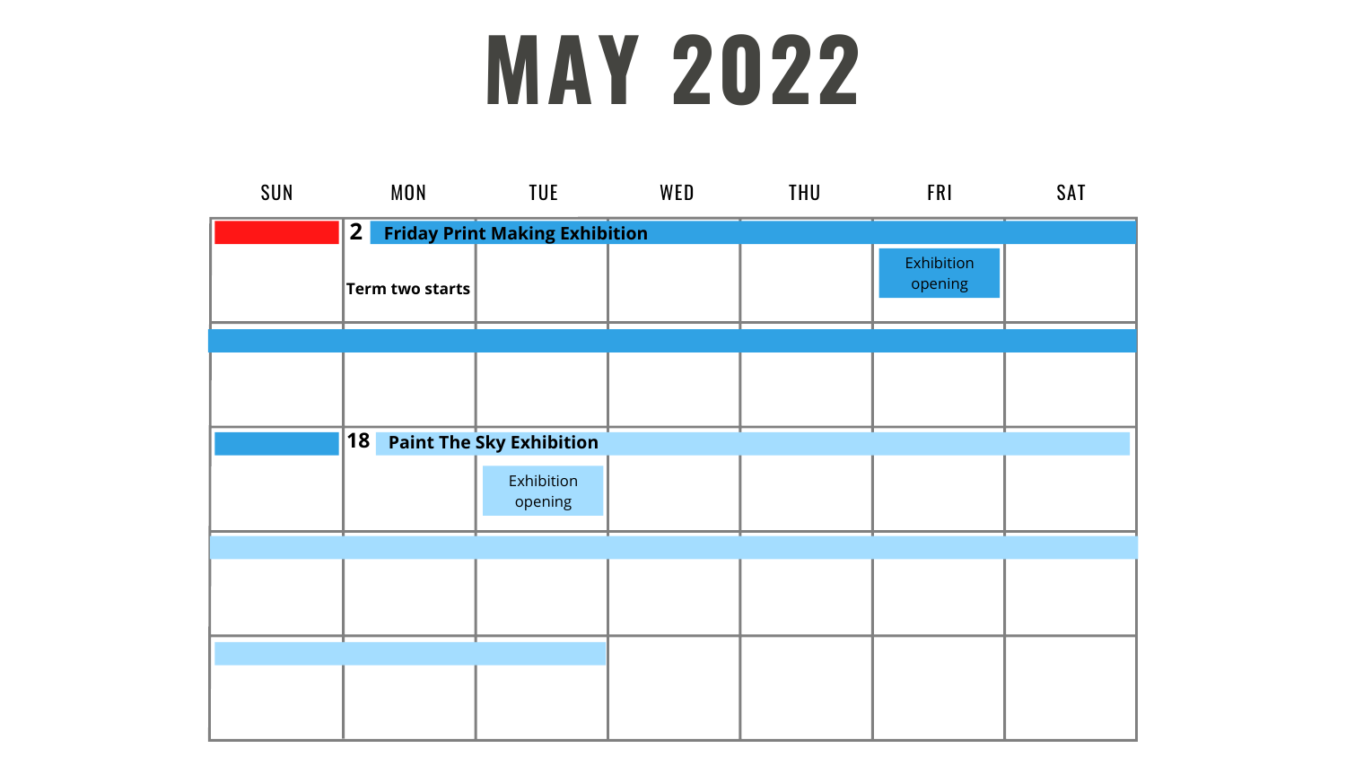# MAY 2022

| SUN | MON | TUE | WED | THU | FRI | SAT |
| --- | --- | --- | --- | --- | --- | --- |
| | 2 Friday Print Making Exhibition<br>Term two starts | | | | Exhibition opening | |
| | | | | | | |
| | 18 Paint The Sky Exhibition | Exhibition opening | | | | |
| | | | | | | |
| | | | | | | |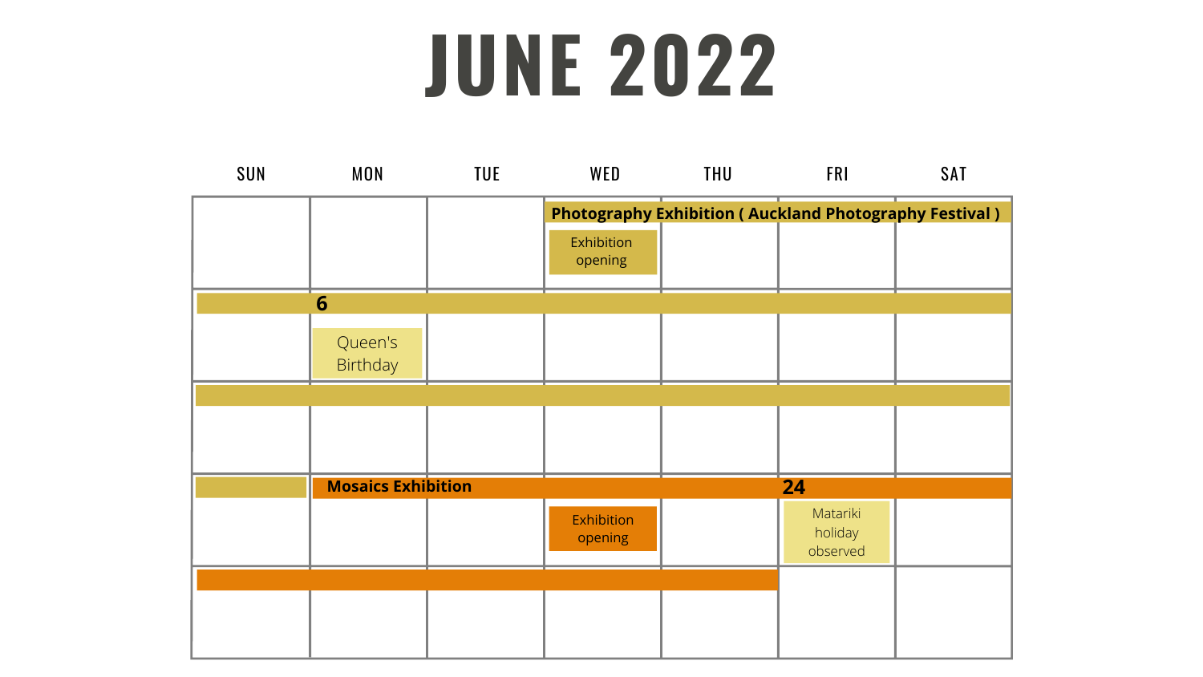# JUNE 2022

| SUN | MON | TUE | WED | THU | FRI | SAT |
|---|---|---|---|---|---|---|
| | | | **Photography Exhibition ( Auckland Photography Festival )**<br>Exhibition opening | | | |
| | **6**<br>Queen's Birthday | | | | | |
| | | | | | | |
| | **Mosaics Exhibition** | | Exhibition opening | | **24**<br>Matariki holiday observed | |
| | | | | | | |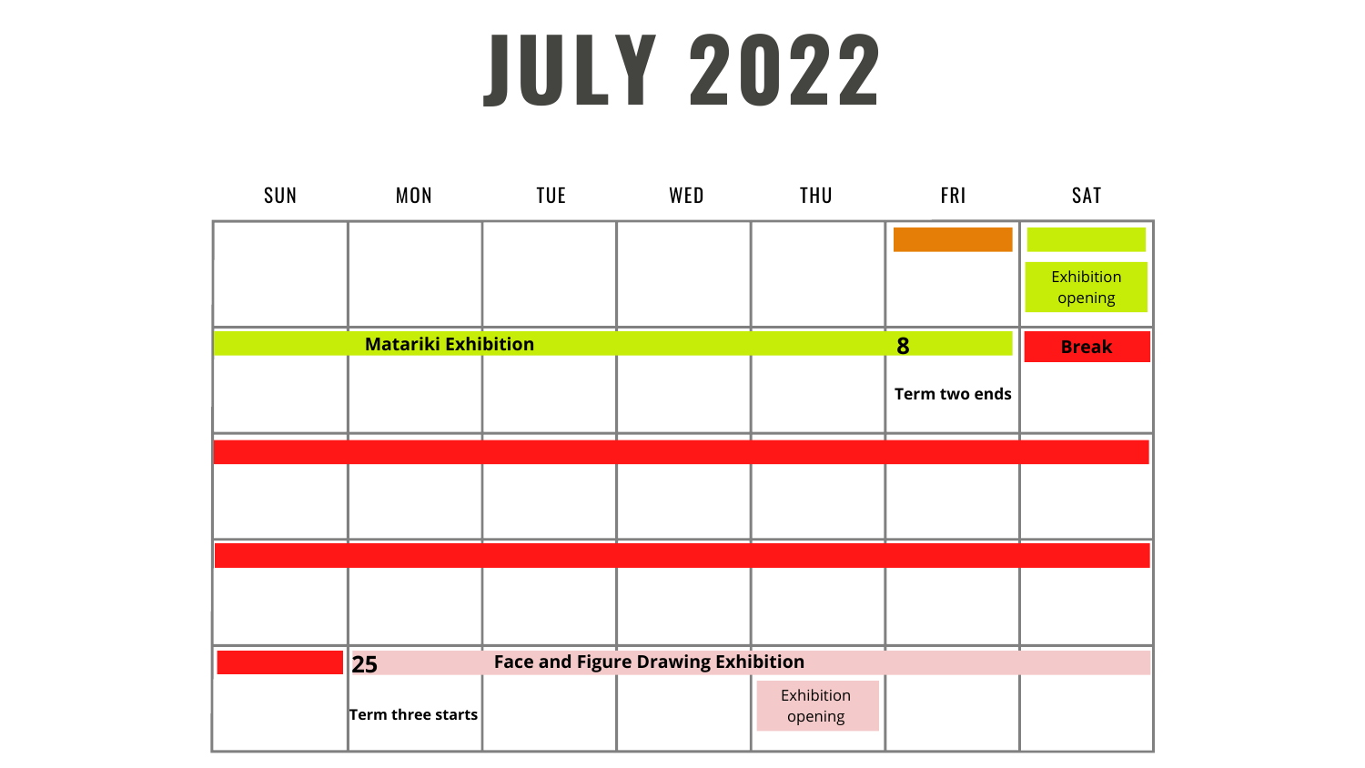# JULY 2022

| SUN | MON | TUE | WED | THU | FRI | SAT |
|---|---|---|---|---|---|---|
| | | | | | | Exhibition opening |
| Matariki Exhibition | | | | | 8 Term two ends | Break |
| | | | | | | |
| | | | | | | |
| | 25 Face and Figure Drawing Exhibition Term three starts | | | Exhibition opening | | |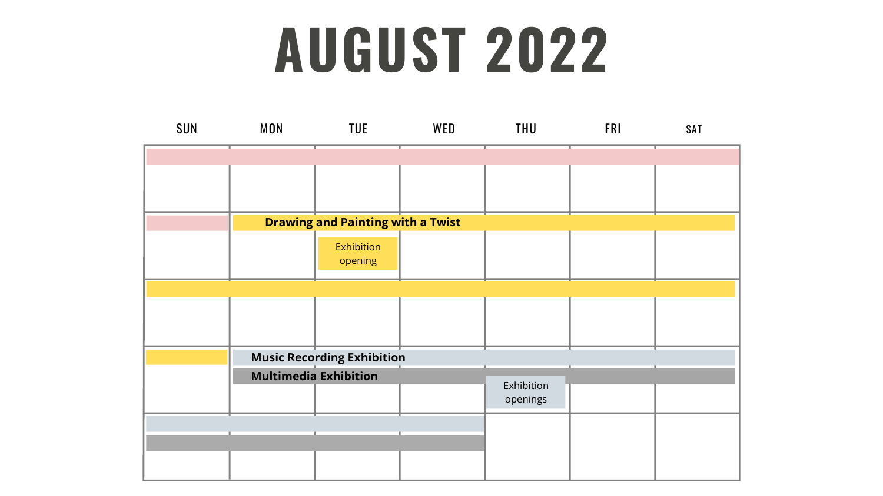# AUGUST 2022

| SUN | MON | TUE | WED | THU | FRI | SAT |
|---|---|---|---|---|---|---|
| | | | | | | |
| | **Drawing and Painting with a Twist** | Exhibition opening | | | | |
| | | | | | | |
| | **Music Recording Exhibition** **Multimedia Exhibition** | | | Exhibition openings | | |
| | | | | | | |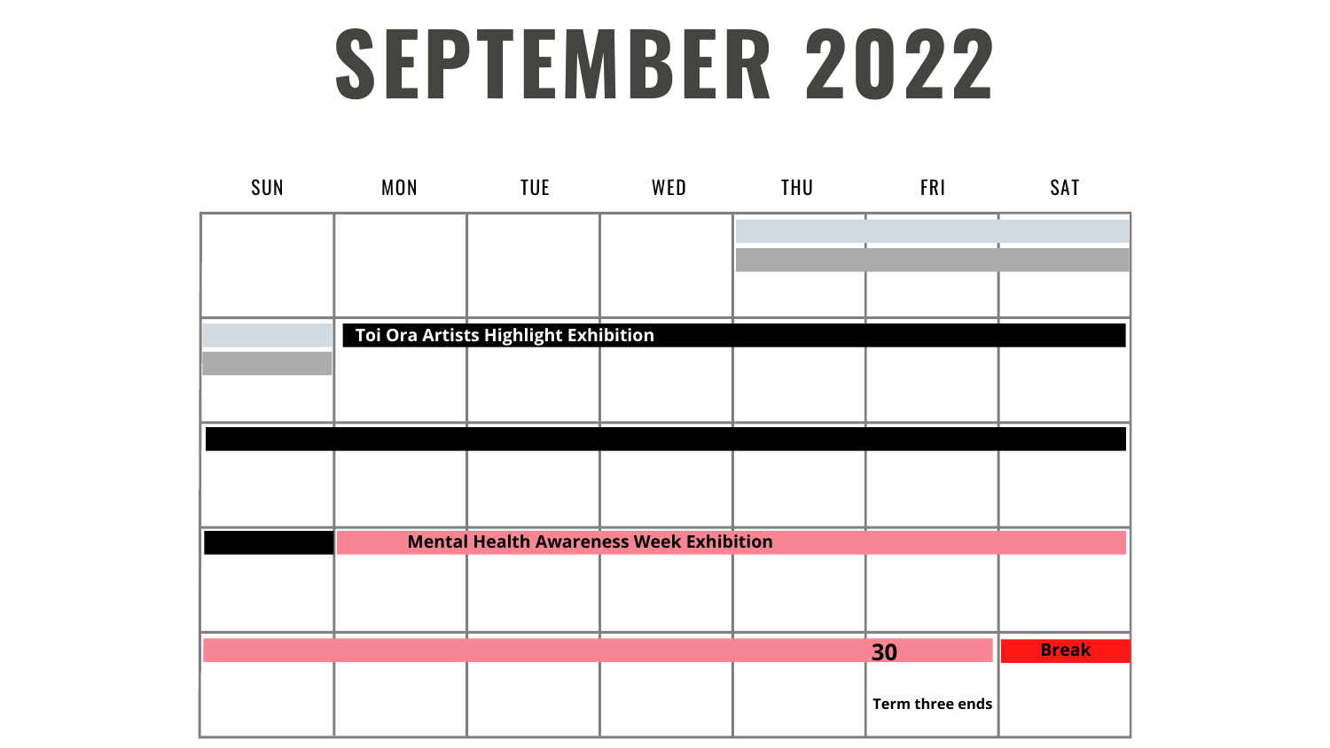# SEPTEMBER 2022

| SUN | MON | TUE | WED | THU | FRI | SAT |
|---|---|---|---|---|---|---|
| | | | | | | |
| | Toi Ora Artists Highlight Exhibition | | | | | |
| | | | | | | |
| | Mental Health Awareness Week Exhibition | | | | | |
| | | | | | 30 Term three ends | Break |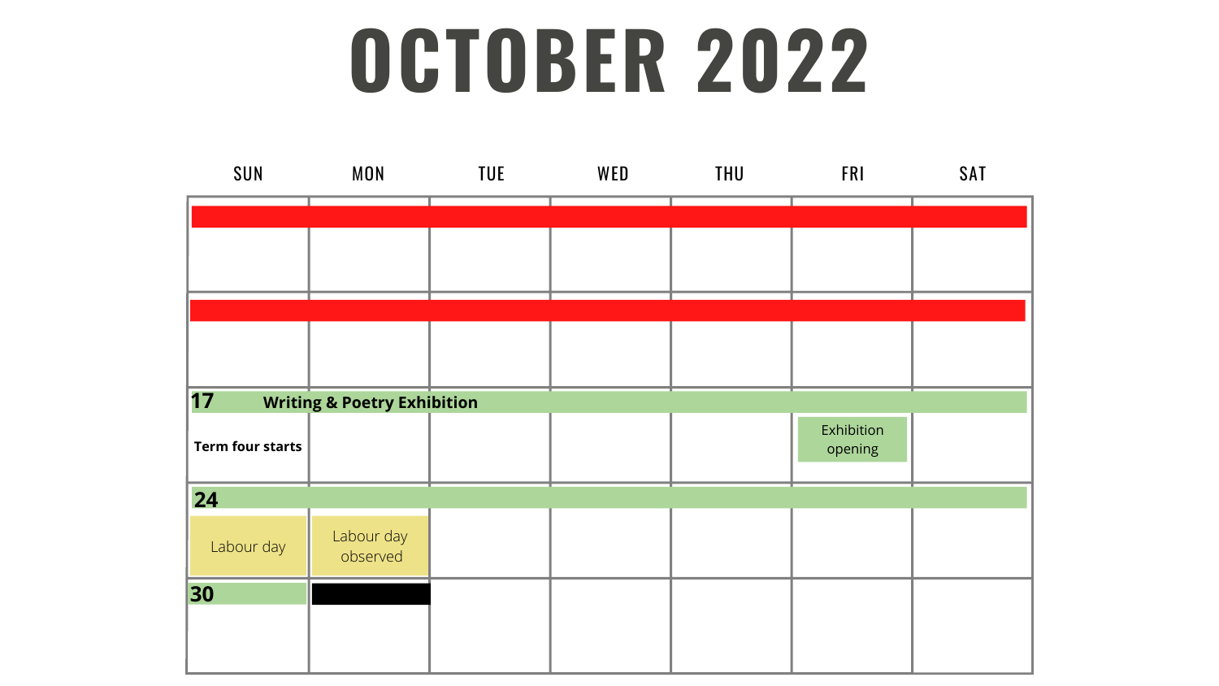# OCTOBER 2022

| SUN | MON | TUE | WED | THU | FRI | SAT |
|---|---|---|---|---|---|---|
| | | | | | | |
| | | | | | | |
| 17 Writing & Poetry Exhibition<br>**Term four starts** | | | | | Exhibition opening | |
| 24<br>Labour day | Labour day observed | | | | | |
| 30 | | | | | | |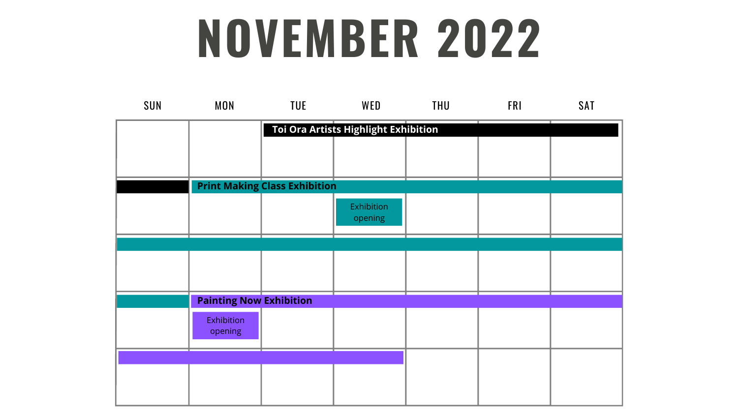# NOVEMBER 2022

| SUN | MON | TUE | WED | THU | FRI | SAT |
| --- | --- | --- | --- | --- | --- | --- |
| | | **Toi Ora Artists Highlight Exhibition** | | | | |
| | **Print Making Class Exhibition** | | Exhibition opening | | | |
| | | | | | | |
| | **Painting Now Exhibition**<br>Exhibition opening | | | | | |
| | | | | | | |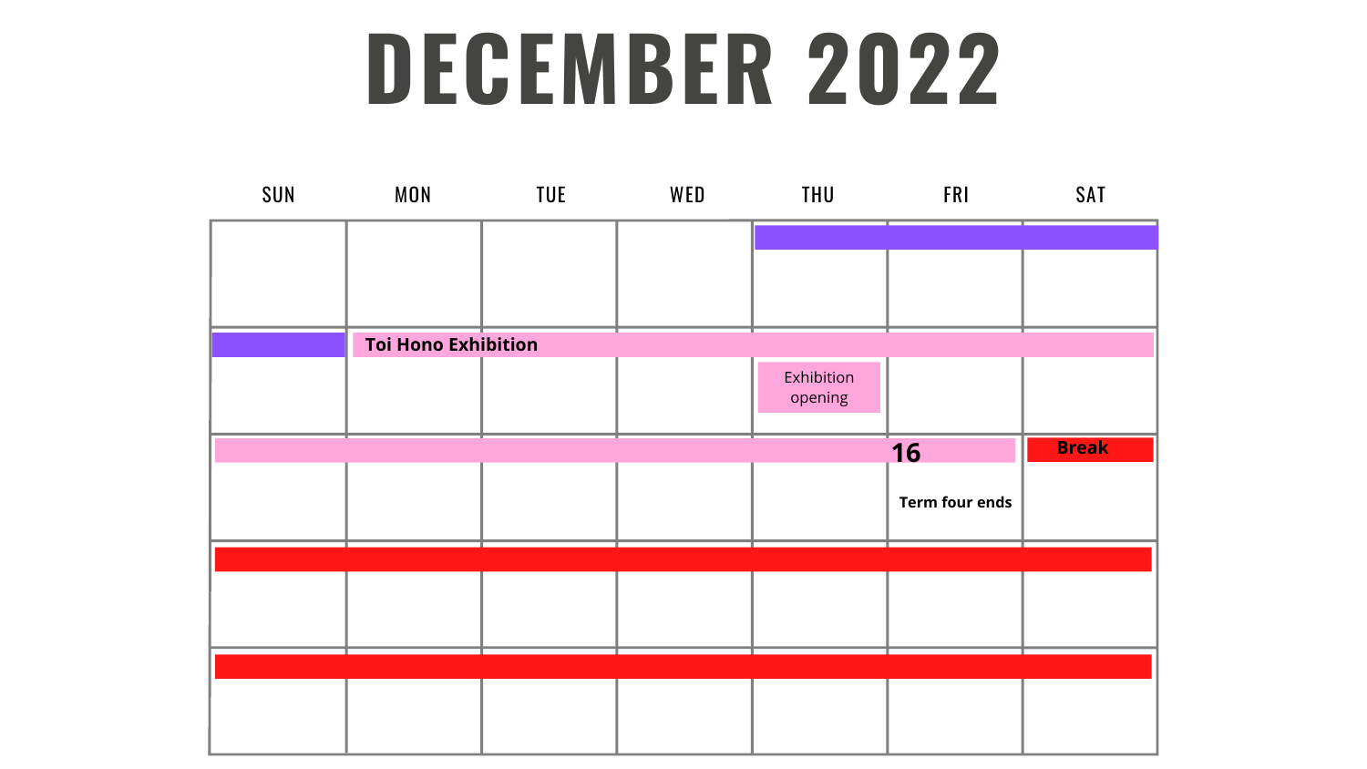# DECEMBER 2022

| SUN | MON | TUE | WED | THU | FRI | SAT |
| --- | --- | --- | --- | --- | --- | --- |
| | | | | | | |
| | Toi Hono Exhibition | | | Exhibition opening | | |
| | | | | | 16 Term four ends | Break |
| | | | | | | |
| | | | | | | |